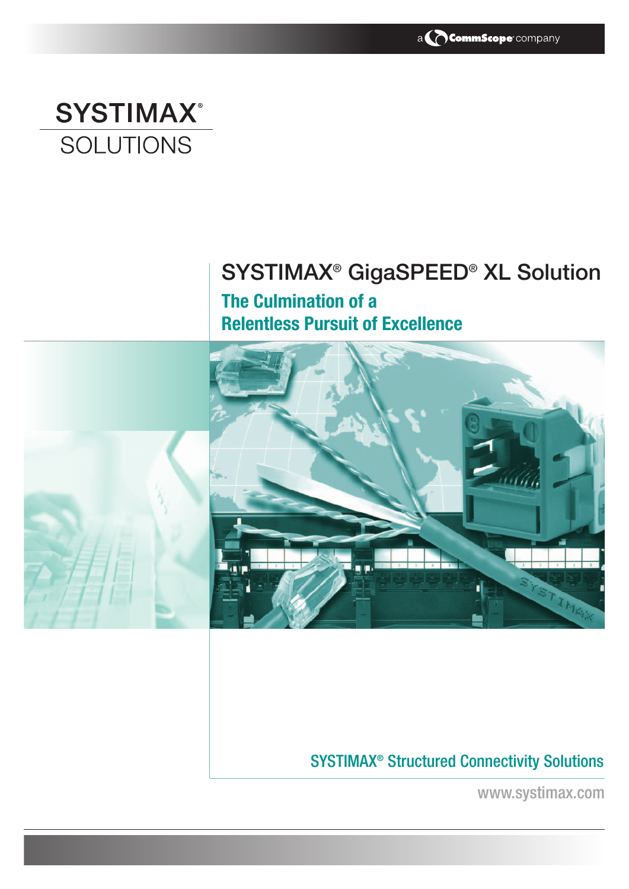a CommScope® company

# SYSTIMAX® SOLUTIONS

## SYSTIMAX® GigaSPEED® XL Solution

### The Culmination of a Relentless Pursuit of Excellence

SYSTIMAX® Structured Connectivity Solutions

www.systimax.com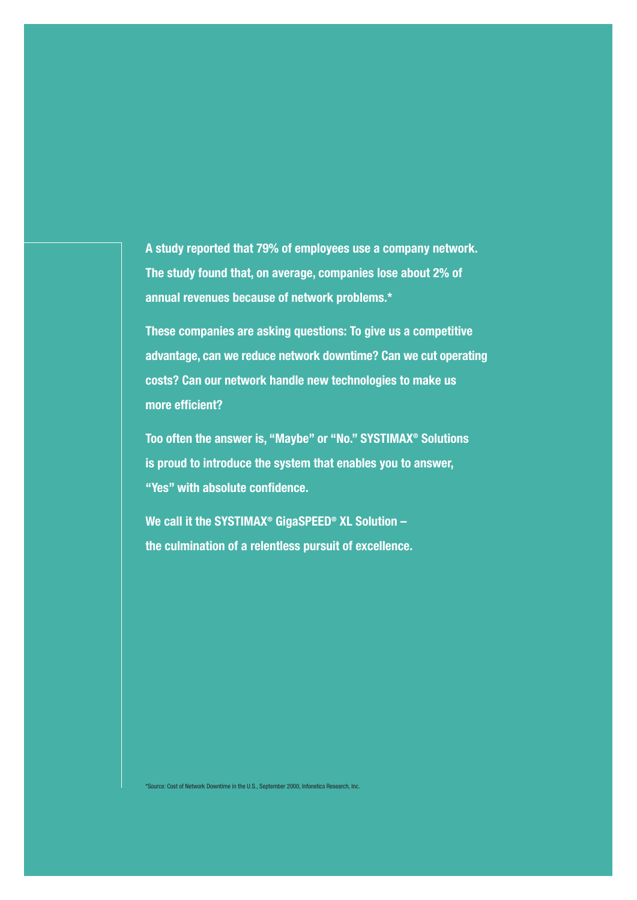**A study reported that 79% of employees use a company network. The study found that, on average, companies lose about 2% of annual revenues because of network problems.***

**These companies are asking questions: To give us a competitive advantage, can we reduce network downtime? Can we cut operating costs? Can our network handle new technologies to make us more efficient?**

**Too often the answer is, "Maybe" or "No." SYSTIMAX® Solutions is proud to introduce the system that enables you to answer, "Yes" with absolute confidence.**

**We call it the SYSTIMAX® GigaSPEED® XL Solution – the culmination of a relentless pursuit of excellence.**

*Source: Cost of Network Downtime in the U.S., September 2000, Infonetics Research, Inc.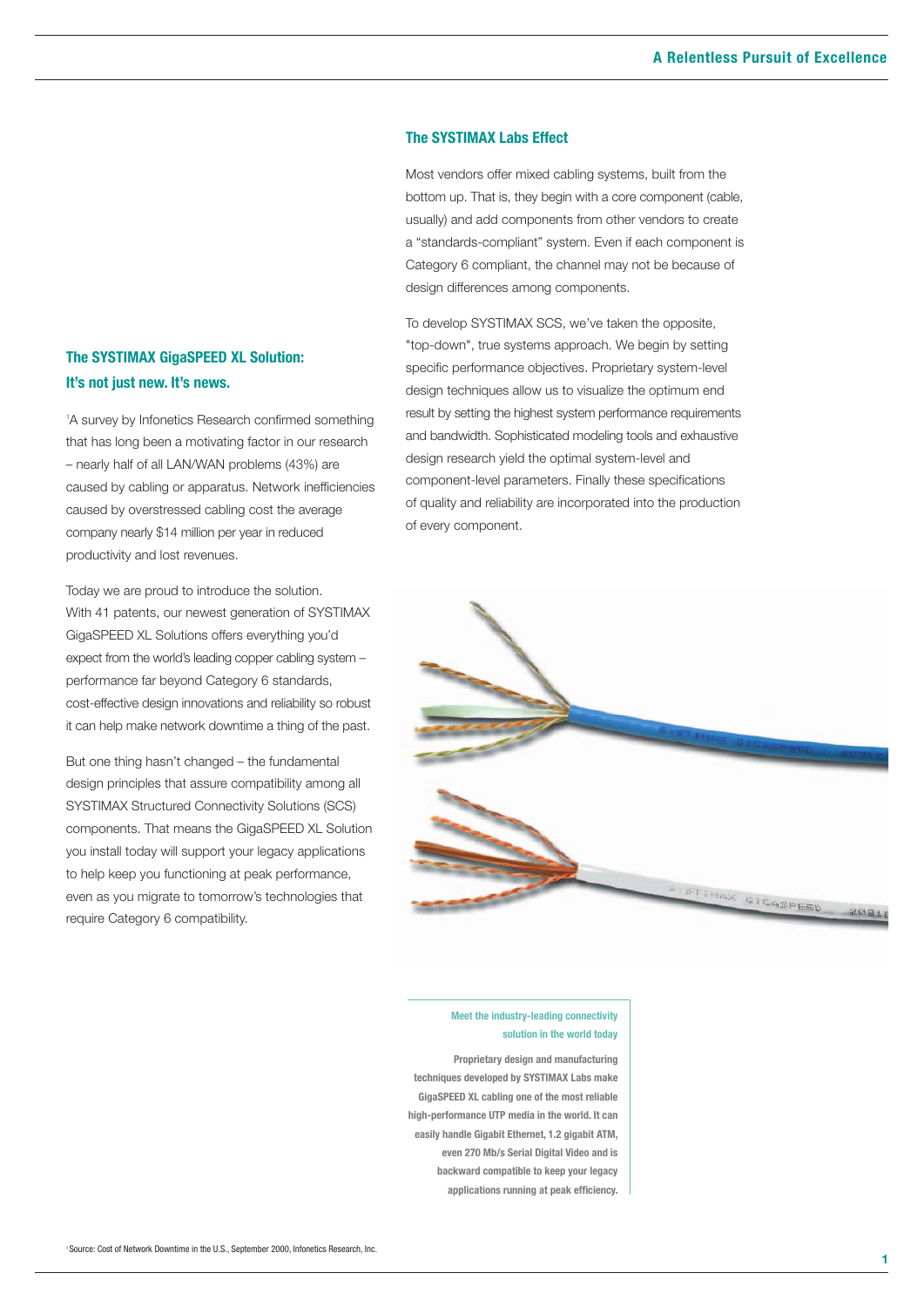## The SYSTIMAX GigaSPEED XL Solution: It's not just new. It's news.

[1]A survey by Infonetics Research confirmed something that has long been a motivating factor in our research – nearly half of all LAN/WAN problems (43%) are caused by cabling or apparatus. Network inefficiencies caused by overstressed cabling cost the average company nearly $14 million per year in reduced productivity and lost revenues.

Today we are proud to introduce the solution. With 41 patents, our newest generation of SYSTIMAX GigaSPEED XL Solutions offers everything you'd expect from the world's leading copper cabling system – performance far beyond Category 6 standards, cost-effective design innovations and reliability so robust it can help make network downtime a thing of the past.

But one thing hasn't changed – the fundamental design principles that assure compatibility among all SYSTIMAX Structured Connectivity Solutions (SCS) components. That means the GigaSPEED XL Solution you install today will support your legacy applications to help keep you functioning at peak performance, even as you migrate to tomorrow's technologies that require Category 6 compatibility.

## The SYSTIMAX Labs Effect

Most vendors offer mixed cabling systems, built from the bottom up. That is, they begin with a core component (cable, usually) and add components from other vendors to create a "standards-compliant" system. Even if each component is Category 6 compliant, the channel may not be because of design differences among components.

To develop SYSTIMAX SCS, we've taken the opposite, "top-down", true systems approach. We begin by setting specific performance objectives. Proprietary system-level design techniques allow us to visualize the optimum end result by setting the highest system performance requirements and bandwidth. Sophisticated modeling tools and exhaustive design research yield the optimal system-level and component-level parameters. Finally these specifications of quality and reliability are incorporated into the production of every component.

**Meet the industry-leading connectivity solution in the world today**

**Proprietary design and manufacturing techniques developed by SYSTIMAX Labs make GigaSPEED XL cabling one of the most reliable high-performance UTP media in the world. It can easily handle Gigabit Ethernet, 1.2 gigabit ATM, even 270 Mb/s Serial Digital Video and is backward compatible to keep your legacy applications running at peak efficiency.**

[1]Source: Cost of Network Downtime in the U.S., September 2000, Infonetics Research, Inc.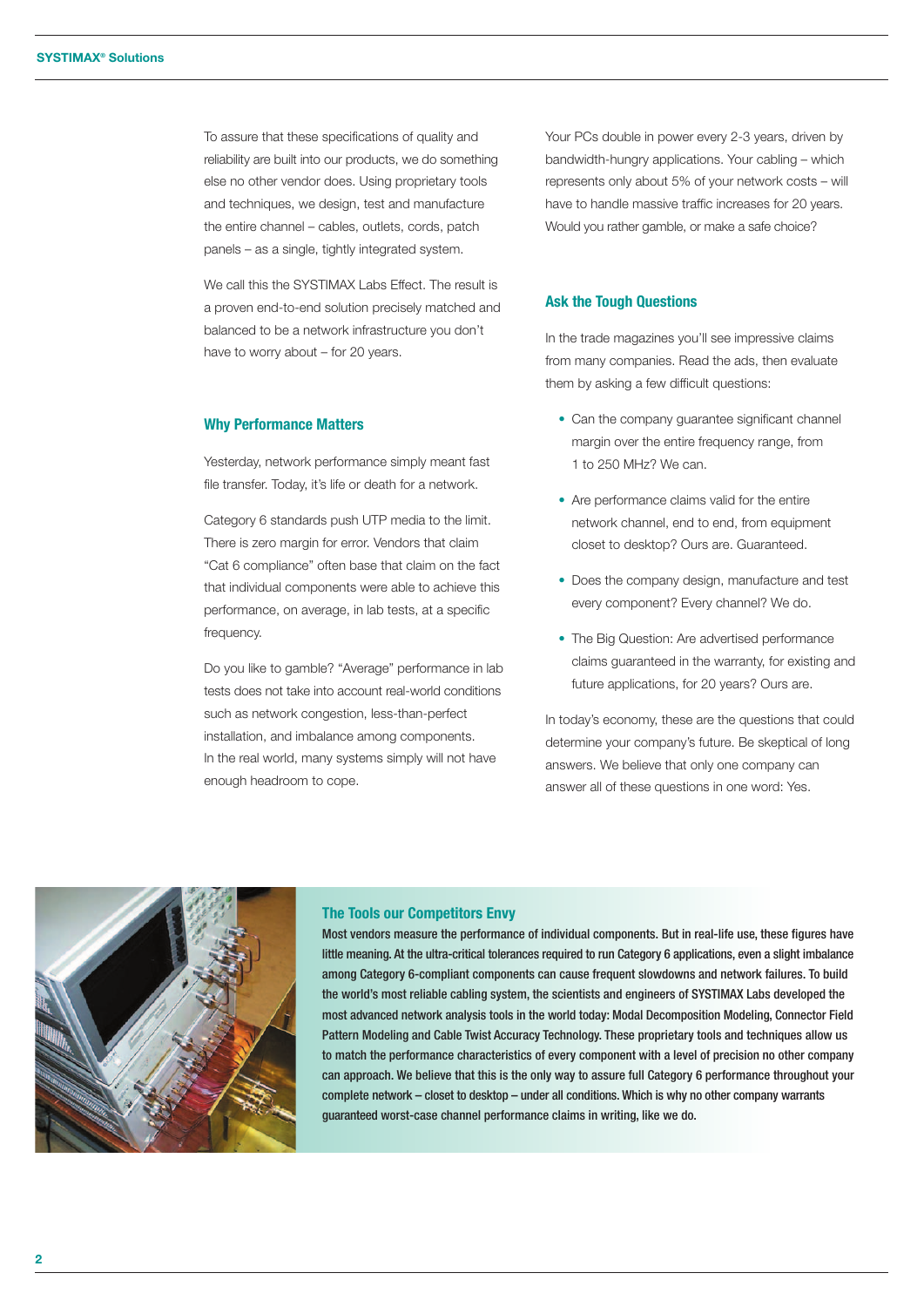To assure that these specifications of quality and reliability are built into our products, we do something else no other vendor does. Using proprietary tools and techniques, we design, test and manufacture the entire channel – cables, outlets, cords, patch panels – as a single, tightly integrated system.

We call this the SYSTIMAX Labs Effect. The result is a proven end-to-end solution precisely matched and balanced to be a network infrastructure you don't have to worry about – for 20 years.

### Why Performance Matters

Yesterday, network performance simply meant fast file transfer. Today, it's life or death for a network.

Category 6 standards push UTP media to the limit. There is zero margin for error. Vendors that claim "Cat 6 compliance" often base that claim on the fact that individual components were able to achieve this performance, on average, in lab tests, at a specific frequency.

Do you like to gamble? "Average" performance in lab tests does not take into account real-world conditions such as network congestion, less-than-perfect installation, and imbalance among components. In the real world, many systems simply will not have enough headroom to cope.

Your PCs double in power every 2-3 years, driven by bandwidth-hungry applications. Your cabling – which represents only about 5% of your network costs – will have to handle massive traffic increases for 20 years. Would you rather gamble, or make a safe choice?

### Ask the Tough Questions

In the trade magazines you'll see impressive claims from many companies. Read the ads, then evaluate them by asking a few difficult questions:

- Can the company guarantee significant channel margin over the entire frequency range, from 1 to 250 MHz? We can.
- Are performance claims valid for the entire network channel, end to end, from equipment closet to desktop? Ours are. Guaranteed.
- Does the company design, manufacture and test every component? Every channel? We do.
- The Big Question: Are advertised performance claims guaranteed in the warranty, for existing and future applications, for 20 years? Ours are.

In today's economy, these are the questions that could determine your company's future. Be skeptical of long answers. We believe that only one company can answer all of these questions in one word: Yes.

### The Tools our Competitors Envy

Most vendors measure the performance of individual components. But in real-life use, these figures have little meaning. At the ultra-critical tolerances required to run Category 6 applications, even a slight imbalance among Category 6-compliant components can cause frequent slowdowns and network failures. To build the world's most reliable cabling system, the scientists and engineers of SYSTIMAX Labs developed the most advanced network analysis tools in the world today: Modal Decomposition Modeling, Connector Field Pattern Modeling and Cable Twist Accuracy Technology. These proprietary tools and techniques allow us to match the performance characteristics of every component with a level of precision no other company can approach. We believe that this is the only way to assure full Category 6 performance throughout your complete network – closet to desktop – under all conditions. Which is why no other company warrants guaranteed worst-case channel performance claims in writing, like we do.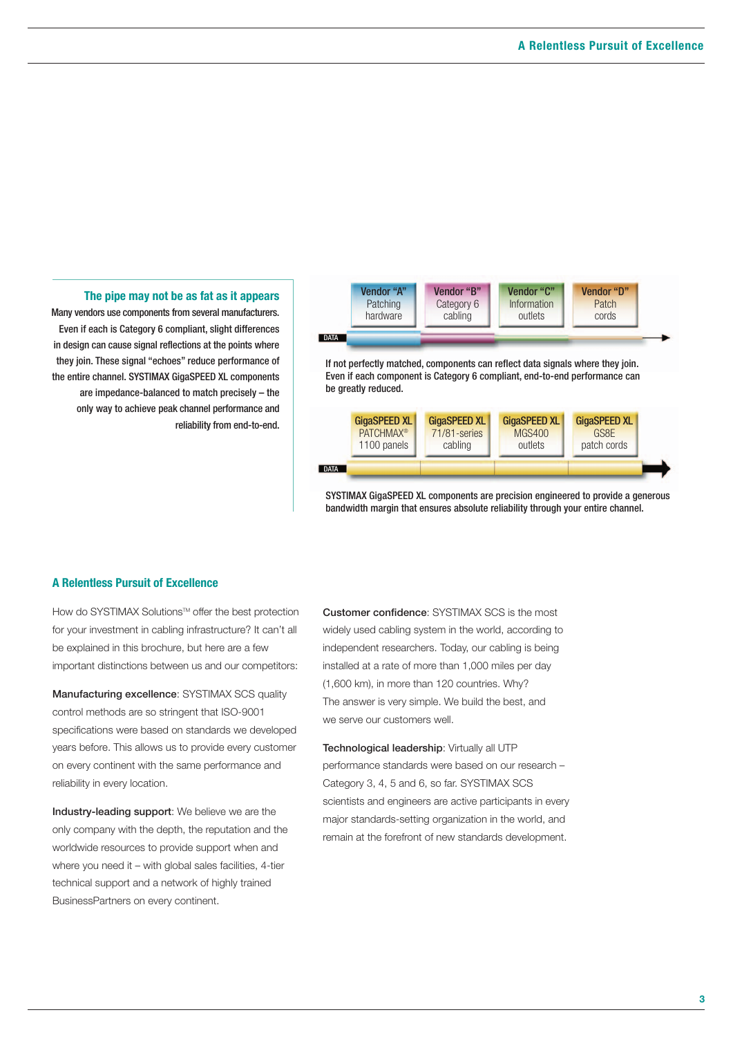### The pipe may not be as fat as it appears

Many vendors use components from several manufacturers. Even if each is Category 6 compliant, slight differences in design can cause signal reflections at the points where they join. These signal "echoes" reduce performance of the entire channel. SYSTIMAX GigaSPEED XL components are impedance-balanced to match precisely – the only way to achieve peak channel performance and reliability from end-to-end.

| Vendor "A" | Vendor "B" | Vendor "C" | Vendor "D" |
|---|---|---|---|
| Patching hardware | Category 6 cabling | Information outlets | Patch cords |

DATA

If not perfectly matched, components can reflect data signals where they join. Even if each component is Category 6 compliant, end-to-end performance can be greatly reduced.

| GigaSPEED XL | GigaSPEED XL | GigaSPEED XL | GigaSPEED XL |
|---|---|---|---|
| PATCHMAX® 1100 panels | 71/81-series cabling | MGS400 outlets | GS8E patch cords |

DATA

SYSTIMAX GigaSPEED XL components are precision engineered to provide a generous bandwidth margin that ensures absolute reliability through your entire channel.

## A Relentless Pursuit of Excellence

How do SYSTIMAX Solutions™ offer the best protection for your investment in cabling infrastructure? It can't all be explained in this brochure, but here are a few important distinctions between us and our competitors:

**Manufacturing excellence**: SYSTIMAX SCS quality control methods are so stringent that ISO-9001 specifications were based on standards we developed years before. This allows us to provide every customer on every continent with the same performance and reliability in every location.

**Industry-leading support**: We believe we are the only company with the depth, the reputation and the worldwide resources to provide support when and where you need it – with global sales facilities, 4-tier technical support and a network of highly trained BusinessPartners on every continent.

**Customer confidence**: SYSTIMAX SCS is the most widely used cabling system in the world, according to independent researchers. Today, our cabling is being installed at a rate of more than 1,000 miles per day (1,600 km), in more than 120 countries. Why? The answer is very simple. We build the best, and we serve our customers well.

**Technological leadership**: Virtually all UTP performance standards were based on our research – Category 3, 4, 5 and 6, so far. SYSTIMAX SCS scientists and engineers are active participants in every major standards-setting organization in the world, and remain at the forefront of new standards development.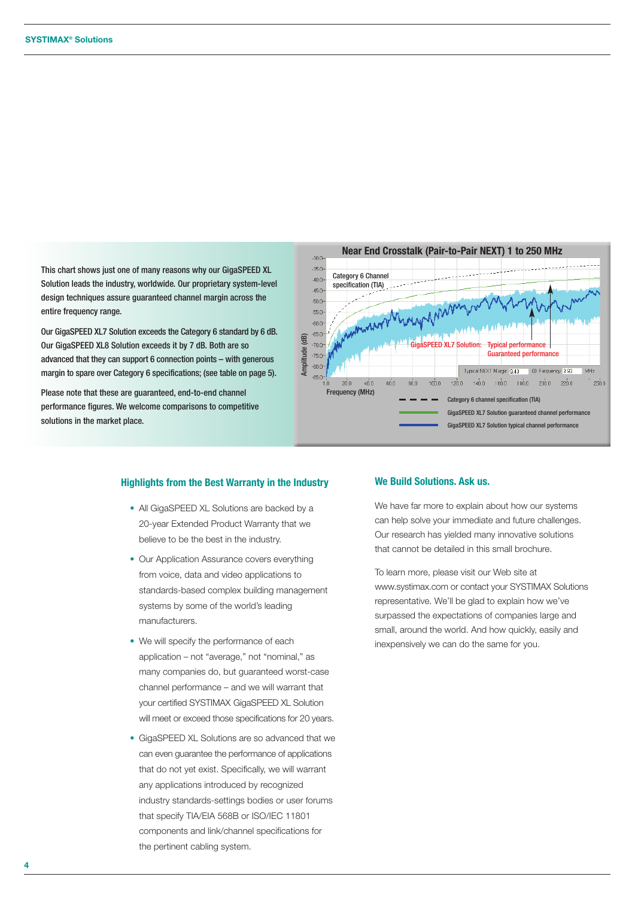This chart shows just one of many reasons why our GigaSPEED XL Solution leads the industry, worldwide. Our proprietary system-level design techniques assure guaranteed channel margin across the entire frequency range.

Our GigaSPEED XL7 Solution exceeds the Category 6 standard by 6 dB. Our GigaSPEED XL8 Solution exceeds it by 7 dB. Both are so advanced that they can support 6 connection points – with generous margin to spare over Category 6 specifications; (see table on page 5).

Please note that these are guaranteed, end-to-end channel performance figures. We welcome comparisons to competitive solutions in the market place.

**Near End Crosstalk (Pair-to-Pair NEXT) 1 to 250 MHz**

Category 6 Channel specification (TIA)

GigaSPEED XL7 Solution: Typical performance, Guaranteed performance

Typical NEXT Margin 3.40 @ Frequency 3.93 MHz

Amplitude (dB)

Frequency (MHz)

- Category 6 channel specification (TIA)
- GigaSPEED XL7 Solution guaranteed channel performance
- GigaSPEED XL7 Solution typical channel performance

## Highlights from the Best Warranty in the Industry

- All GigaSPEED XL Solutions are backed by a 20-year Extended Product Warranty that we believe to be the best in the industry.
- Our Application Assurance covers everything from voice, data and video applications to standards-based complex building management systems by some of the world's leading manufacturers.
- We will specify the performance of each application – not "average," not "nominal," as many companies do, but guaranteed worst-case channel performance – and we will warrant that your certified SYSTIMAX GigaSPEED XL Solution will meet or exceed those specifications for 20 years.
- GigaSPEED XL Solutions are so advanced that we can even guarantee the performance of applications that do not yet exist. Specifically, we will warrant any applications introduced by recognized industry standards-settings bodies or user forums that specify TIA/EIA 568B or ISO/IEC 11801 components and link/channel specifications for the pertinent cabling system.

## We Build Solutions. Ask us.

We have far more to explain about how our systems can help solve your immediate and future challenges. Our research has yielded many innovative solutions that cannot be detailed in this small brochure.

To learn more, please visit our Web site at www.systimax.com or contact your SYSTIMAX Solutions representative. We'll be glad to explain how we've surpassed the expectations of companies large and small, around the world. And how quickly, easily and inexpensively we can do the same for you.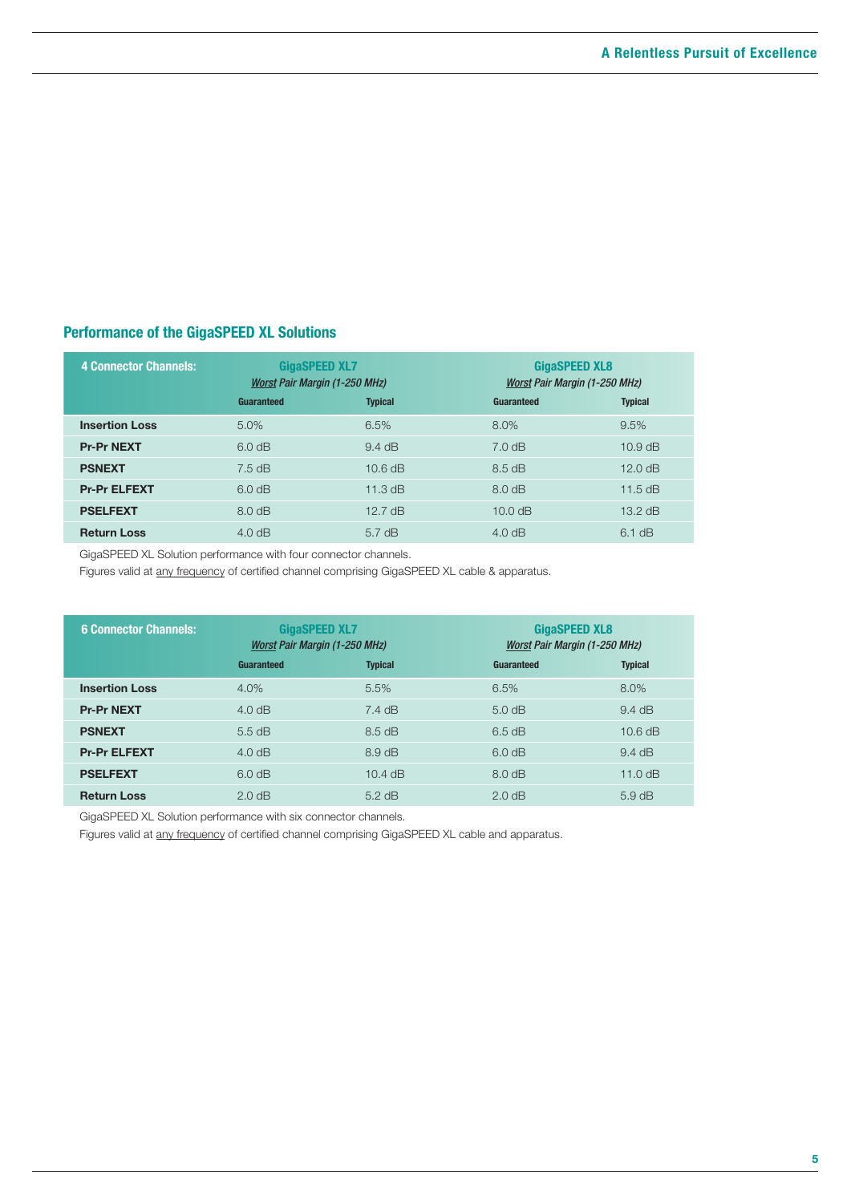## Performance of the GigaSPEED XL Solutions

| 4 Connector Channels: | GigaSPEED XL7 *Worst Pair Margin (1-250 MHz)* | | GigaSPEED XL8 *Worst Pair Margin (1-250 MHz)* | |
|---|---|---|---|---|
| | **Guaranteed** | **Typical** | **Guaranteed** | **Typical** |
| **Insertion Loss** | 5.0% | 6.5% | 8.0% | 9.5% |
| **Pr-Pr NEXT** | 6.0 dB | 9.4 dB | 7.0 dB | 10.9 dB |
| **PSNEXT** | 7.5 dB | 10.6 dB | 8.5 dB | 12.0 dB |
| **Pr-Pr ELFEXT** | 6.0 dB | 11.3 dB | 8.0 dB | 11.5 dB |
| **PSELFEXT** | 8.0 dB | 12.7 dB | 10.0 dB | 13.2 dB |
| **Return Loss** | 4.0 dB | 5.7 dB | 4.0 dB | 6.1 dB |

GigaSPEED XL Solution performance with four connector channels.

Figures valid at any frequency of certified channel comprising GigaSPEED XL cable & apparatus.

| 6 Connector Channels: | GigaSPEED XL7 *Worst Pair Margin (1-250 MHz)* | | GigaSPEED XL8 *Worst Pair Margin (1-250 MHz)* | |
|---|---|---|---|---|
| | **Guaranteed** | **Typical** | **Guaranteed** | **Typical** |
| **Insertion Loss** | 4.0% | 5.5% | 6.5% | 8.0% |
| **Pr-Pr NEXT** | 4.0 dB | 7.4 dB | 5.0 dB | 9.4 dB |
| **PSNEXT** | 5.5 dB | 8.5 dB | 6.5 dB | 10.6 dB |
| **Pr-Pr ELFEXT** | 4.0 dB | 8.9 dB | 6.0 dB | 9.4 dB |
| **PSELFEXT** | 6.0 dB | 10.4 dB | 8.0 dB | 11.0 dB |
| **Return Loss** | 2.0 dB | 5.2 dB | 2.0 dB | 5.9 dB |

GigaSPEED XL Solution performance with six connector channels.

Figures valid at any frequency of certified channel comprising GigaSPEED XL cable and apparatus.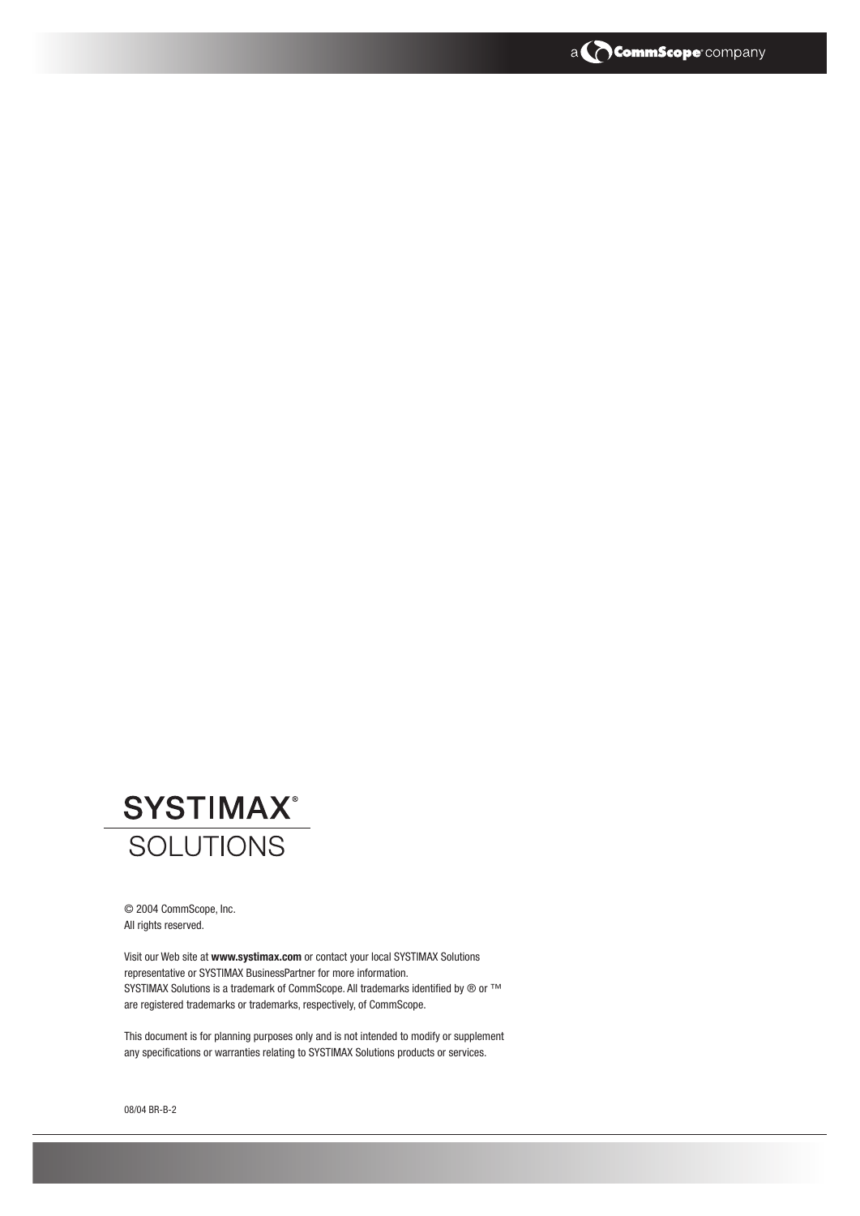a CommScope® company

SYSTIMAX®

SOLUTIONS

© 2004 CommScope, Inc.
All rights reserved.

Visit our Web site at **www.systimax.com** or contact your local SYSTIMAX Solutions representative or SYSTIMAX BusinessPartner for more information.
SYSTIMAX Solutions is a trademark of CommScope. All trademarks identified by ® or ™ are registered trademarks or trademarks, respectively, of CommScope.

This document is for planning purposes only and is not intended to modify or supplement any specifications or warranties relating to SYSTIMAX Solutions products or services.

08/04 BR-B-2